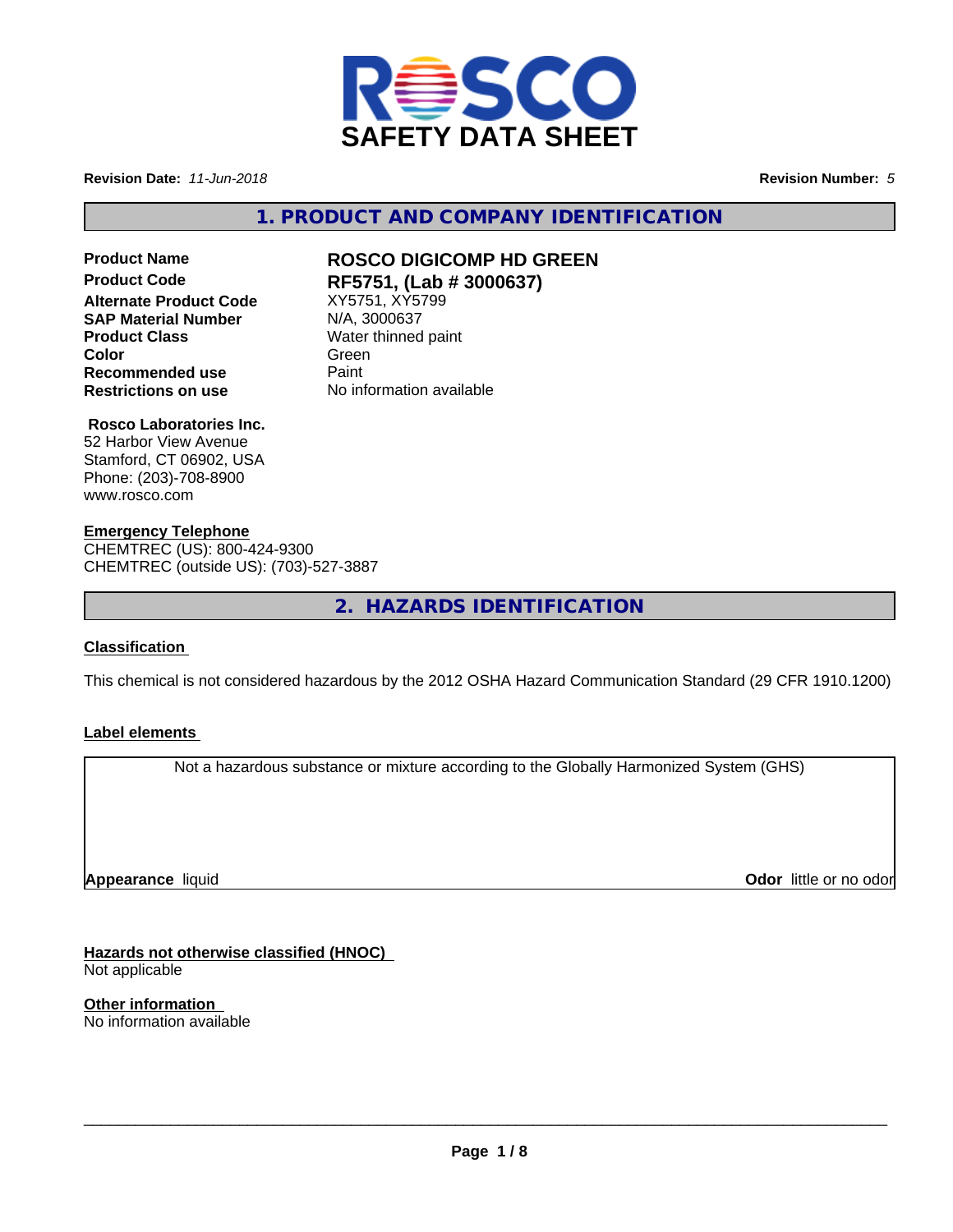# SAFETY DATA SHEET

**Revision Date:** *11-Jun-2018* **Revision Number:** *5*

## 1. PRODUCT AND COMPANY IDENTIFICATION

| | |
|---|---|
| **Product Name** | **ROSCO DIGICOMP HD GREEN** |
| **Product Code** | **RF5751, (Lab # 3000637)** |
| **Alternate Product Code** | XY5751, XY5799 |
| **SAP Material Number** | N/A, 3000637 |
| **Product Class** | Water thinned paint |
| **Color** | Green |
| **Recommended use** | Paint |
| **Restrictions on use** | No information available |

**Rosco Laboratories Inc.**
52 Harbor View Avenue
Stamford, CT 06902, USA
Phone: (203)-708-8900
www.rosco.com

**Emergency Telephone**
CHEMTREC (US): 800-424-9300
CHEMTREC (outside US): (703)-527-3887

## 2. HAZARDS IDENTIFICATION

**Classification**

This chemical is not considered hazardous by the 2012 OSHA Hazard Communication Standard (29 CFR 1910.1200)

**Label elements**

Not a hazardous substance or mixture according to the Globally Harmonized System (GHS)

**Appearance** liquid **Odor** little or no odor

**Hazards not otherwise classified (HNOC)**
Not applicable

**Other information**
No information available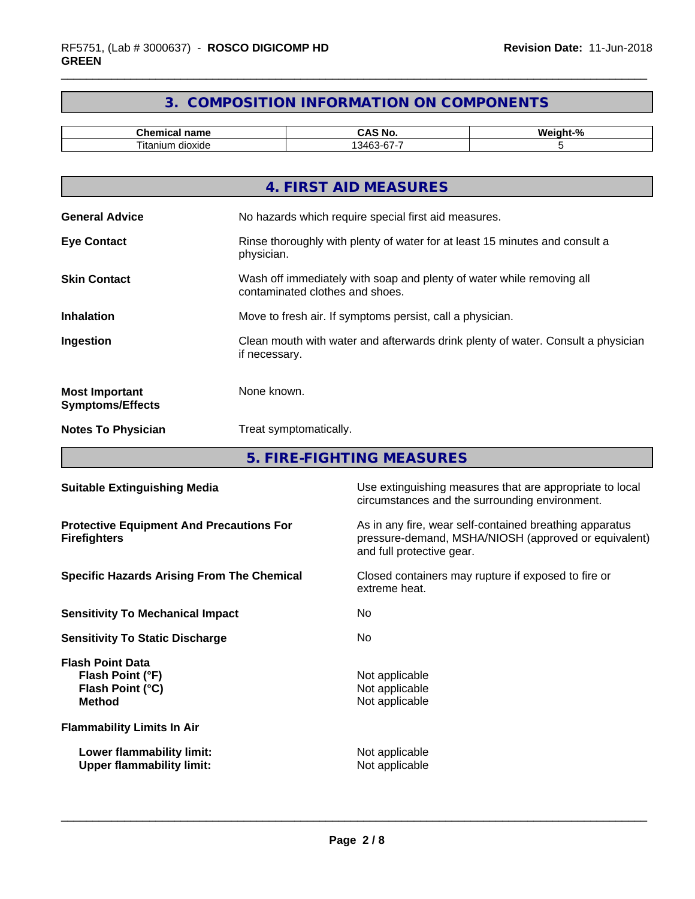## 3. COMPOSITION INFORMATION ON COMPONENTS

| Chemical name | CAS No. | Weight-% |
|---|---|---|
| Titanium dioxide | 13463-67-7 | 5 |

## 4. FIRST AID MEASURES

**General Advice** No hazards which require special first aid measures.

**Eye Contact** Rinse thoroughly with plenty of water for at least 15 minutes and consult a physician.

**Skin Contact** Wash off immediately with soap and plenty of water while removing all contaminated clothes and shoes.

**Inhalation** Move to fresh air. If symptoms persist, call a physician.

**Ingestion** Clean mouth with water and afterwards drink plenty of water. Consult a physician if necessary.

**Most Important Symptoms/Effects** None known.

**Notes To Physician** Treat symptomatically.

## 5. FIRE-FIGHTING MEASURES

**Suitable Extinguishing Media** Use extinguishing measures that are appropriate to local circumstances and the surrounding environment.

**Protective Equipment And Precautions For Firefighters** As in any fire, wear self-contained breathing apparatus pressure-demand, MSHA/NIOSH (approved or equivalent) and full protective gear.

**Specific Hazards Arising From The Chemical** Closed containers may rupture if exposed to fire or extreme heat.

**Sensitivity To Mechanical Impact** No

**Sensitivity To Static Discharge** No

**Flash Point Data**
**Flash Point (°F)** Not applicable
**Flash Point (°C)** Not applicable
**Method** Not applicable

**Flammability Limits In Air**

**Lower flammability limit:** Not applicable
**Upper flammability limit:** Not applicable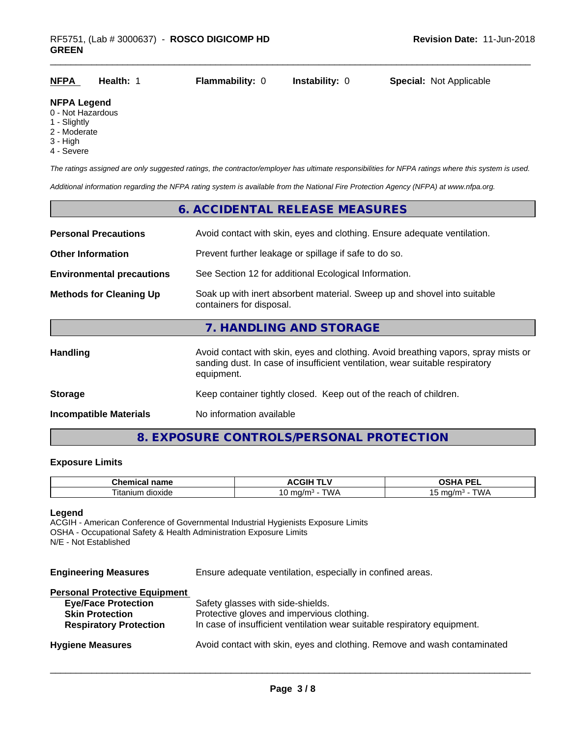| NFPA | Health: 1 | Flammability: 0 | Instability: 0 | Special: Not Applicable |
|---|---|---|---|---|

**NFPA Legend**
0 - Not Hazardous
1 - Slightly
2 - Moderate
3 - High
4 - Severe

*The ratings assigned are only suggested ratings, the contractor/employer has ultimate responsibilities for NFPA ratings where this system is used.*

*Additional information regarding the NFPA rating system is available from the National Fire Protection Agency (NFPA) at www.nfpa.org.*

## 6. ACCIDENTAL RELEASE MEASURES

**Personal Precautions** — Avoid contact with skin, eyes and clothing. Ensure adequate ventilation.

**Other Information** — Prevent further leakage or spillage if safe to do so.

**Environmental precautions** — See Section 12 for additional Ecological Information.

**Methods for Cleaning Up** — Soak up with inert absorbent material. Sweep up and shovel into suitable containers for disposal.

## 7. HANDLING AND STORAGE

**Handling** — Avoid contact with skin, eyes and clothing. Avoid breathing vapors, spray mists or sanding dust. In case of insufficient ventilation, wear suitable respiratory equipment.

**Storage** — Keep container tightly closed. Keep out of the reach of children.

**Incompatible Materials** — No information available

## 8. EXPOSURE CONTROLS/PERSONAL PROTECTION

**Exposure Limits**

| Chemical name | ACGIH TLV | OSHA PEL |
|---|---|---|
| Titanium dioxide | 10 mg/m³ - TWA | 15 mg/m³ - TWA |

**Legend**
ACGIH - American Conference of Governmental Industrial Hygienists Exposure Limits
OSHA - Occupational Safety & Health Administration Exposure Limits
N/E - Not Established

**Engineering Measures** — Ensure adequate ventilation, especially in confined areas.

**Personal Protective Equipment**
- **Eye/Face Protection** — Safety glasses with side-shields.
- **Skin Protection** — Protective gloves and impervious clothing.
- **Respiratory Protection** — In case of insufficient ventilation wear suitable respiratory equipment.

**Hygiene Measures** — Avoid contact with skin, eyes and clothing. Remove and wash contaminated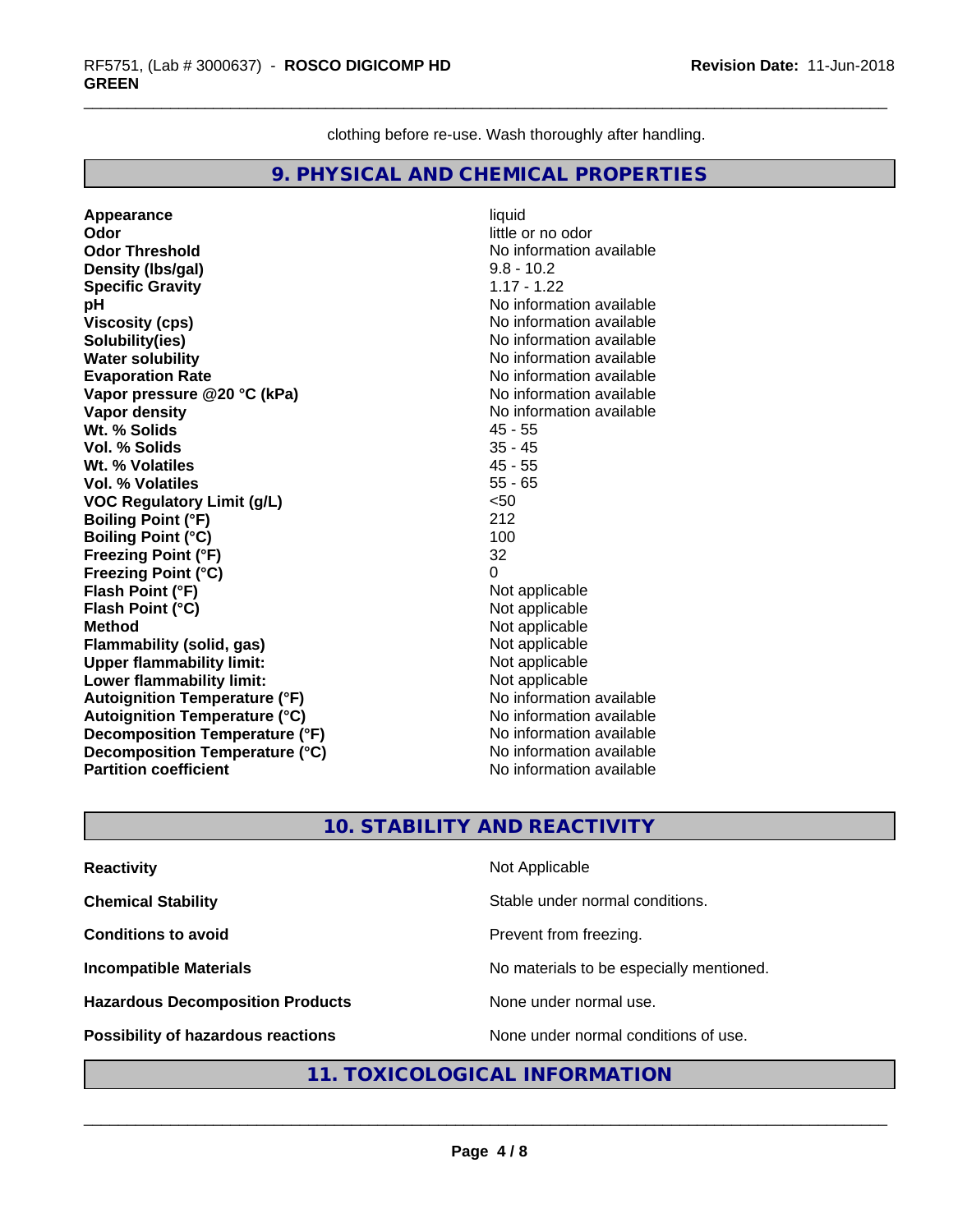clothing before re-use. Wash thoroughly after handling.

## 9. PHYSICAL AND CHEMICAL PROPERTIES

| | |
|---|---|
| **Appearance** | liquid |
| **Odor** | little or no odor |
| **Odor Threshold** | No information available |
| **Density (lbs/gal)** | 9.8 - 10.2 |
| **Specific Gravity** | 1.17 - 1.22 |
| **pH** | No information available |
| **Viscosity (cps)** | No information available |
| **Solubility(ies)** | No information available |
| **Water solubility** | No information available |
| **Evaporation Rate** | No information available |
| **Vapor pressure @20 °C (kPa)** | No information available |
| **Vapor density** | No information available |
| **Wt. % Solids** | 45 - 55 |
| **Vol. % Solids** | 35 - 45 |
| **Wt. % Volatiles** | 45 - 55 |
| **Vol. % Volatiles** | 55 - 65 |
| **VOC Regulatory Limit (g/L)** | <50 |
| **Boiling Point (°F)** | 212 |
| **Boiling Point (°C)** | 100 |
| **Freezing Point (°F)** | 32 |
| **Freezing Point (°C)** | 0 |
| **Flash Point (°F)** | Not applicable |
| **Flash Point (°C)** | Not applicable |
| **Method** | Not applicable |
| **Flammability (solid, gas)** | Not applicable |
| **Upper flammability limit:** | Not applicable |
| **Lower flammability limit:** | Not applicable |
| **Autoignition Temperature (°F)** | No information available |
| **Autoignition Temperature (°C)** | No information available |
| **Decomposition Temperature (°F)** | No information available |
| **Decomposition Temperature (°C)** | No information available |
| **Partition coefficient** | No information available |

## 10. STABILITY AND REACTIVITY

| | |
|---|---|
| **Reactivity** | Not Applicable |
| **Chemical Stability** | Stable under normal conditions. |
| **Conditions to avoid** | Prevent from freezing. |
| **Incompatible Materials** | No materials to be especially mentioned. |
| **Hazardous Decomposition Products** | None under normal use. |
| **Possibility of hazardous reactions** | None under normal conditions of use. |

## 11. TOXICOLOGICAL INFORMATION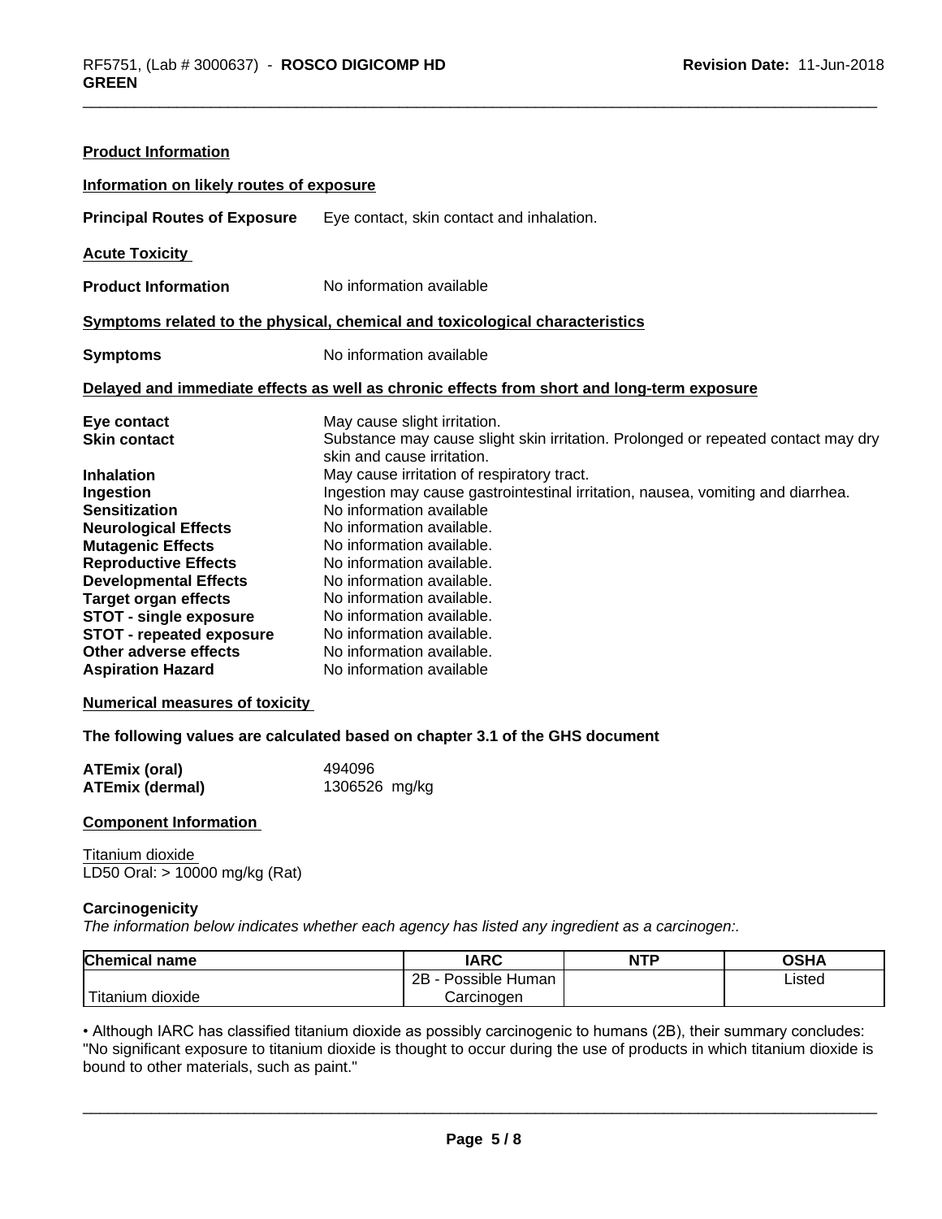**Product Information**

**Information on likely routes of exposure**

**Principal Routes of Exposure** Eye contact, skin contact and inhalation.

**Acute Toxicity**

**Product Information** No information available

**Symptoms related to the physical, chemical and toxicological characteristics**

**Symptoms** No information available

**Delayed and immediate effects as well as chronic effects from short and long-term exposure**

| | |
|---|---|
| **Eye contact** | May cause slight irritation. |
| **Skin contact** | Substance may cause slight skin irritation. Prolonged or repeated contact may dry skin and cause irritation. |
| **Inhalation** | May cause irritation of respiratory tract. |
| **Ingestion** | Ingestion may cause gastrointestinal irritation, nausea, vomiting and diarrhea. |
| **Sensitization** | No information available |
| **Neurological Effects** | No information available. |
| **Mutagenic Effects** | No information available. |
| **Reproductive Effects** | No information available. |
| **Developmental Effects** | No information available. |
| **Target organ effects** | No information available. |
| **STOT - single exposure** | No information available. |
| **STOT - repeated exposure** | No information available. |
| **Other adverse effects** | No information available. |
| **Aspiration Hazard** | No information available |

**Numerical measures of toxicity**

**The following values are calculated based on chapter 3.1 of the GHS document**

| | |
|---|---|
| **ATEmix (oral)** | 494096 |
| **ATEmix (dermal)** | 1306526 mg/kg |

**Component Information**

Titanium dioxide
LD50 Oral: > 10000 mg/kg (Rat)

**Carcinogenicity**

*The information below indicates whether each agency has listed any ingredient as a carcinogen:.*

| Chemical name | IARC | NTP | OSHA |
|---|---|---|---|
| Titanium dioxide | 2B - Possible Human Carcinogen | | Listed |

• Although IARC has classified titanium dioxide as possibly carcinogenic to humans (2B), their summary concludes: "No significant exposure to titanium dioxide is thought to occur during the use of products in which titanium dioxide is bound to other materials, such as paint."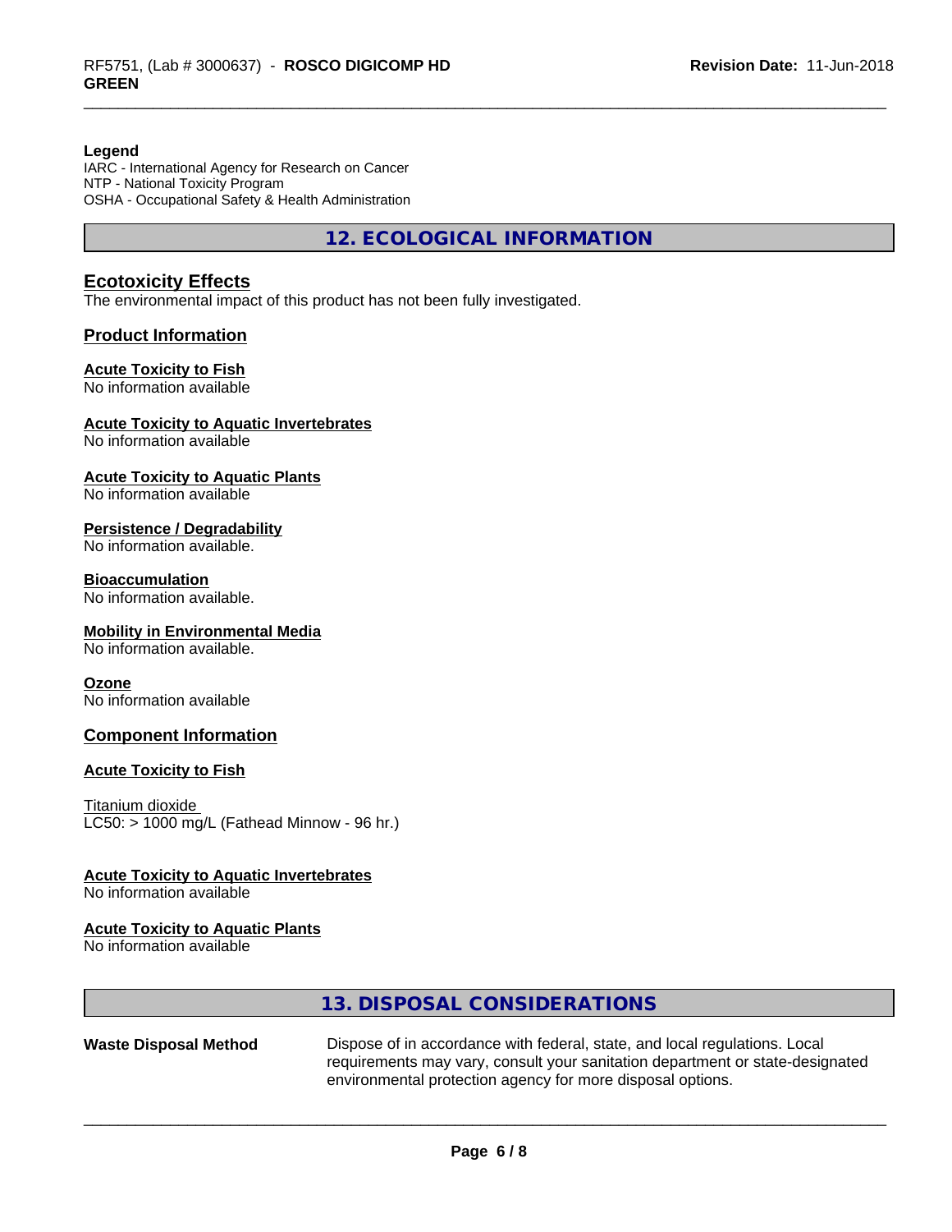**Legend**
IARC - International Agency for Research on Cancer
NTP - National Toxicity Program
OSHA - Occupational Safety & Health Administration

## 12. ECOLOGICAL INFORMATION

### Ecotoxicity Effects

The environmental impact of this product has not been fully investigated.

### Product Information

**Acute Toxicity to Fish**
No information available

**Acute Toxicity to Aquatic Invertebrates**
No information available

**Acute Toxicity to Aquatic Plants**
No information available

**Persistence / Degradability**
No information available.

**Bioaccumulation**
No information available.

**Mobility in Environmental Media**
No information available.

**Ozone**
No information available

### Component Information

**Acute Toxicity to Fish**

Titanium dioxide
LC50: > 1000 mg/L (Fathead Minnow - 96 hr.)

**Acute Toxicity to Aquatic Invertebrates**
No information available

**Acute Toxicity to Aquatic Plants**
No information available

## 13. DISPOSAL CONSIDERATIONS

**Waste Disposal Method** Dispose of in accordance with federal, state, and local regulations. Local requirements may vary, consult your sanitation department or state-designated environmental protection agency for more disposal options.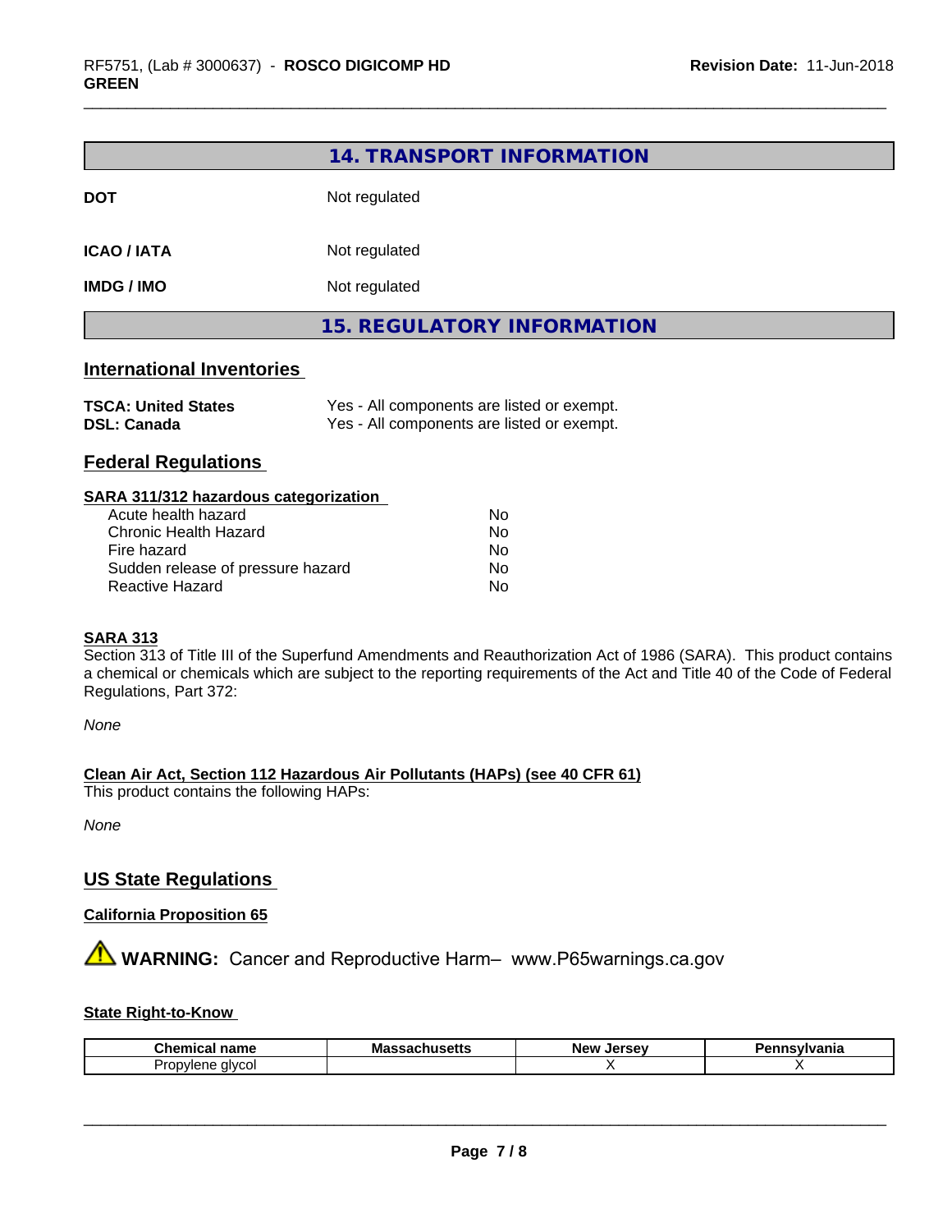## 14. TRANSPORT INFORMATION

| | |
|---|---|
| **DOT** | Not regulated |
| **ICAO / IATA** | Not regulated |
| **IMDG / IMO** | Not regulated |

## 15. REGULATORY INFORMATION

### International Inventories

| | |
|---|---|
| **TSCA: United States** | Yes - All components are listed or exempt. |
| **DSL: Canada** | Yes - All components are listed or exempt. |

### Federal Regulations

**SARA 311/312 hazardous categorization**

| | |
|---|---|
| Acute health hazard | No |
| Chronic Health Hazard | No |
| Fire hazard | No |
| Sudden release of pressure hazard | No |
| Reactive Hazard | No |

**SARA 313**

Section 313 of Title III of the Superfund Amendments and Reauthorization Act of 1986 (SARA). This product contains a chemical or chemicals which are subject to the reporting requirements of the Act and Title 40 of the Code of Federal Regulations, Part 372:

*None*

**Clean Air Act, Section 112 Hazardous Air Pollutants (HAPs) (see 40 CFR 61)**

This product contains the following HAPs:

*None*

### US State Regulations

**California Proposition 65**

⚠ **WARNING:** Cancer and Reproductive Harm– www.P65warnings.ca.gov

**State Right-to-Know**

| Chemical name | Massachusetts | New Jersey | Pennsylvania |
|---|---|---|---|
| Propylene glycol | | X | X |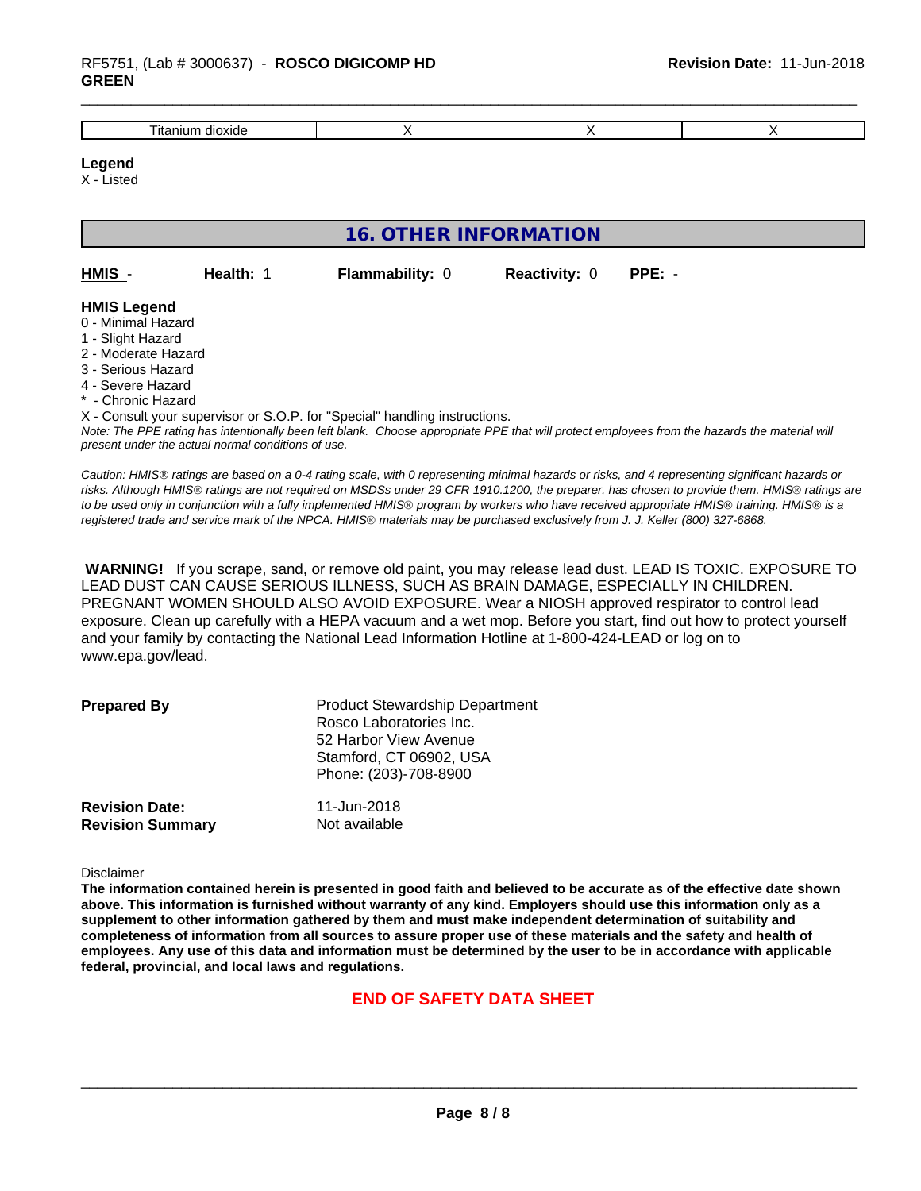| | | | |
|---|---|---|---|
| Titanium dioxide | X | X | X |

**Legend**
X - Listed

## 16. OTHER INFORMATION

**HMIS** - **Health:** 1 **Flammability:** 0 **Reactivity:** 0 **PPE:** -

**HMIS Legend**
0 - Minimal Hazard
1 - Slight Hazard
2 - Moderate Hazard
3 - Serious Hazard
4 - Severe Hazard
* - Chronic Hazard
X - Consult your supervisor or S.O.P. for "Special" handling instructions.
*Note: The PPE rating has intentionally been left blank. Choose appropriate PPE that will protect employees from the hazards the material will present under the actual normal conditions of use.*

*Caution: HMIS® ratings are based on a 0-4 rating scale, with 0 representing minimal hazards or risks, and 4 representing significant hazards or risks. Although HMIS® ratings are not required on MSDSs under 29 CFR 1910.1200, the preparer, has chosen to provide them. HMIS® ratings are to be used only in conjunction with a fully implemented HMIS® program by workers who have received appropriate HMIS® training. HMIS® is a registered trade and service mark of the NPCA. HMIS® materials may be purchased exclusively from J. J. Keller (800) 327-6868.*

**WARNING!** If you scrape, sand, or remove old paint, you may release lead dust. LEAD IS TOXIC. EXPOSURE TO LEAD DUST CAN CAUSE SERIOUS ILLNESS, SUCH AS BRAIN DAMAGE, ESPECIALLY IN CHILDREN. PREGNANT WOMEN SHOULD ALSO AVOID EXPOSURE. Wear a NIOSH approved respirator to control lead exposure. Clean up carefully with a HEPA vacuum and a wet mop. Before you start, find out how to protect yourself and your family by contacting the National Lead Information Hotline at 1-800-424-LEAD or log on to www.epa.gov/lead.

**Prepared By**
Product Stewardship Department
Rosco Laboratories Inc.
52 Harbor View Avenue
Stamford, CT 06902, USA
Phone: (203)-708-8900

**Revision Date:** 11-Jun-2018
**Revision Summary** Not available

Disclaimer
**The information contained herein is presented in good faith and believed to be accurate as of the effective date shown above. This information is furnished without warranty of any kind. Employers should use this information only as a supplement to other information gathered by them and must make independent determination of suitability and completeness of information from all sources to assure proper use of these materials and the safety and health of employees. Any use of this data and information must be determined by the user to be in accordance with applicable federal, provincial, and local laws and regulations.**

**END OF SAFETY DATA SHEET**